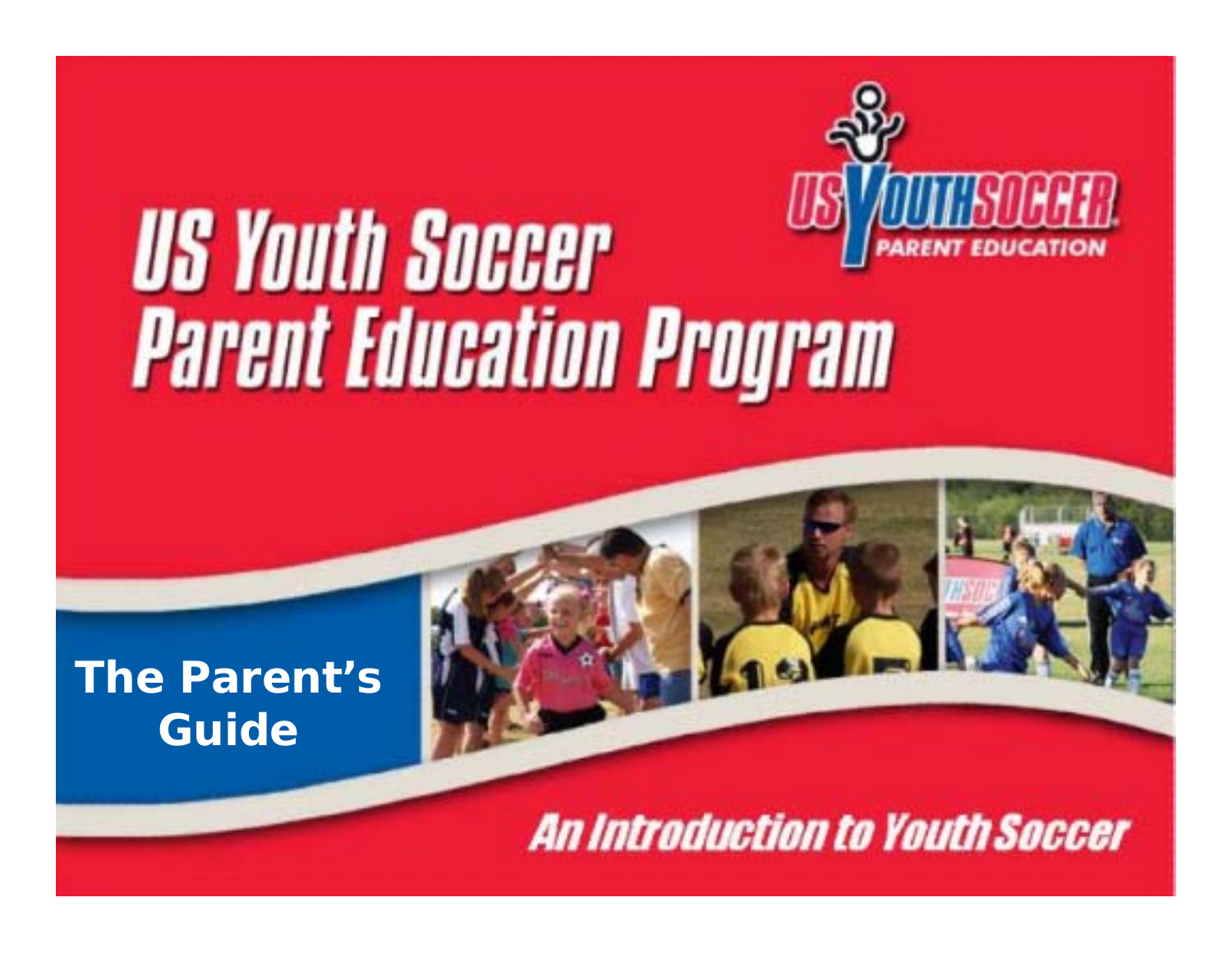US YOUTH SOCCER
PARENT EDUCATION

# US Youth Soccer Parent Education Program

## The Parent's Guide

*An Introduction to Youth Soccer*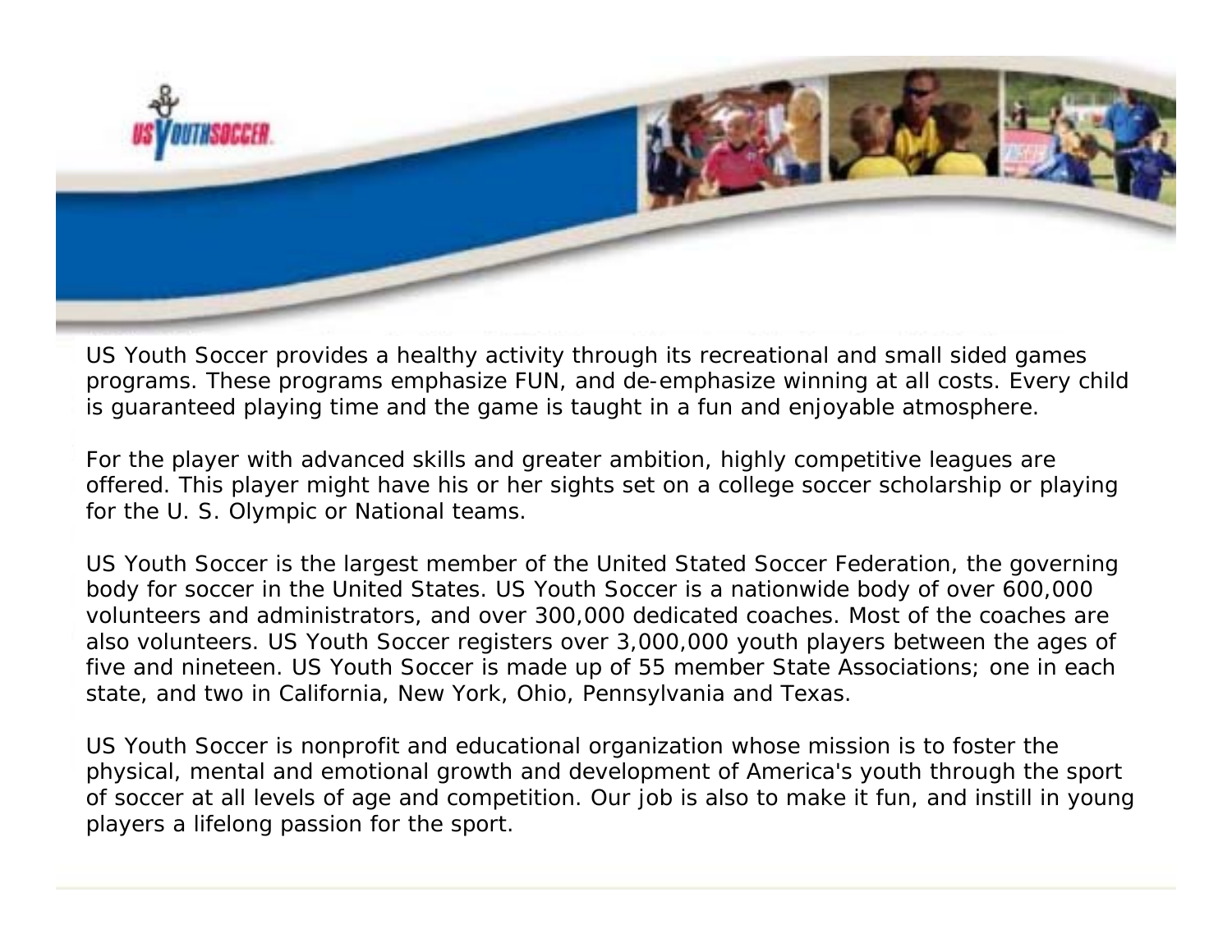US Youth Soccer provides a healthy activity through its recreational and small sided games programs. These programs emphasize FUN, and de-emphasize winning at all costs. Every child is guaranteed playing time and the game is taught in a fun and enjoyable atmosphere.

For the player with advanced skills and greater ambition, highly competitive leagues are offered. This player might have his or her sights set on a college soccer scholarship or playing for the U. S. Olympic or National teams.

US Youth Soccer is the largest member of the United Stated Soccer Federation, the governing body for soccer in the United States. US Youth Soccer is a nationwide body of over 600,000 volunteers and administrators, and over 300,000 dedicated coaches. Most of the coaches are also volunteers. US Youth Soccer registers over 3,000,000 youth players between the ages of five and nineteen. US Youth Soccer is made up of 55 member State Associations; one in each state, and two in California, New York, Ohio, Pennsylvania and Texas.

US Youth Soccer is nonprofit and educational organization whose mission is to foster the physical, mental and emotional growth and development of America's youth through the sport of soccer at all levels of age and competition. Our job is also to make it fun, and instill in young players a lifelong passion for the sport.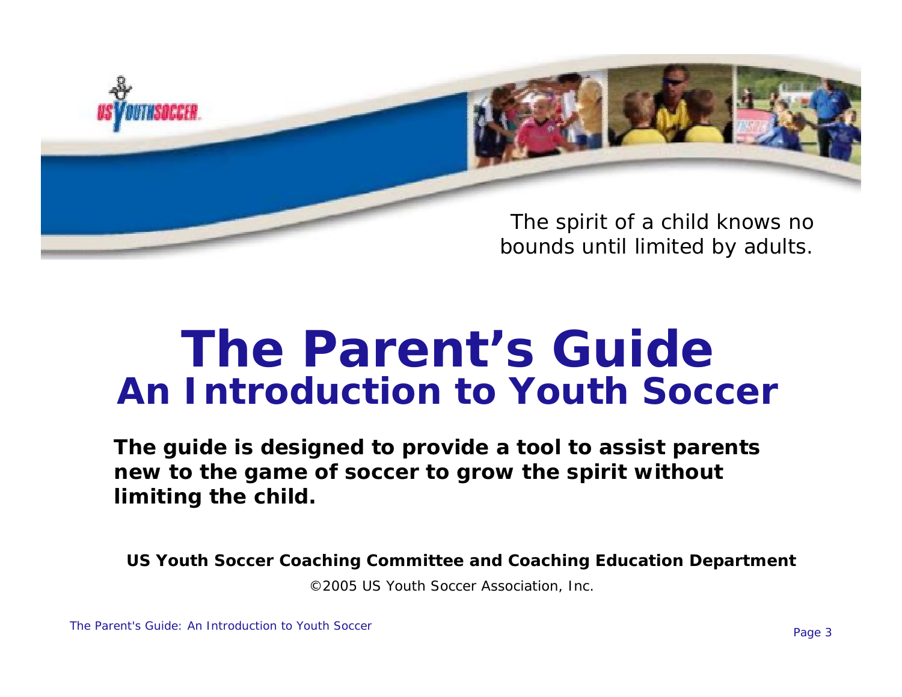*The spirit of a child knows no bounds until limited by adults.*

# The Parent's Guide
## An Introduction to Youth Soccer

**The guide is designed to provide a tool to assist parents new to the game of soccer to grow the spirit without limiting the child.**

**US Youth Soccer Coaching Committee and Coaching Education Department**

©2005 US Youth Soccer Association, Inc.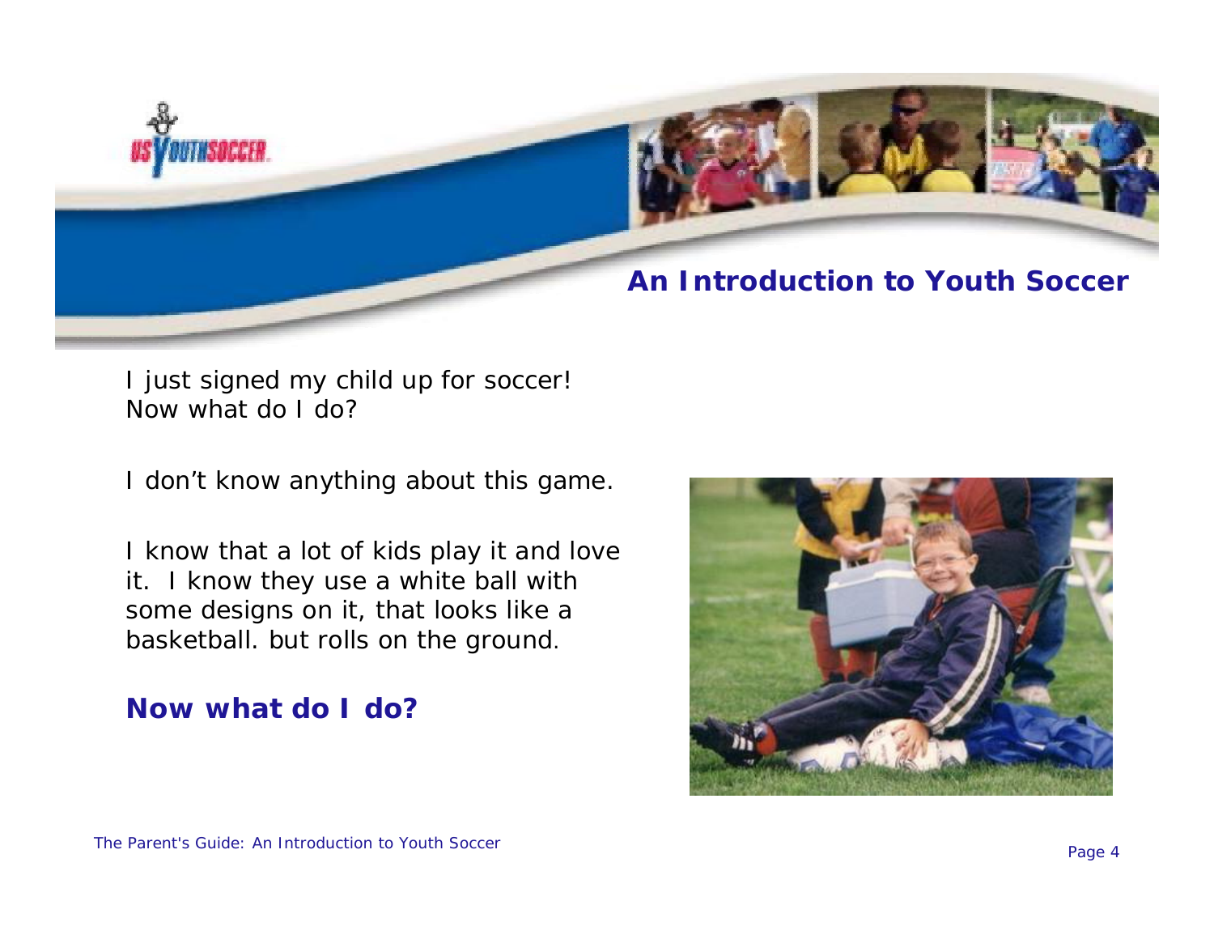## An Introduction to Youth Soccer

I just signed my child up for soccer!
Now what do I do?

I don't know anything about this game.

I know that a lot of kids play it and love it. I know they use a white ball with some designs on it, that looks like a basketball. but rolls on the ground.

**Now what do I do?**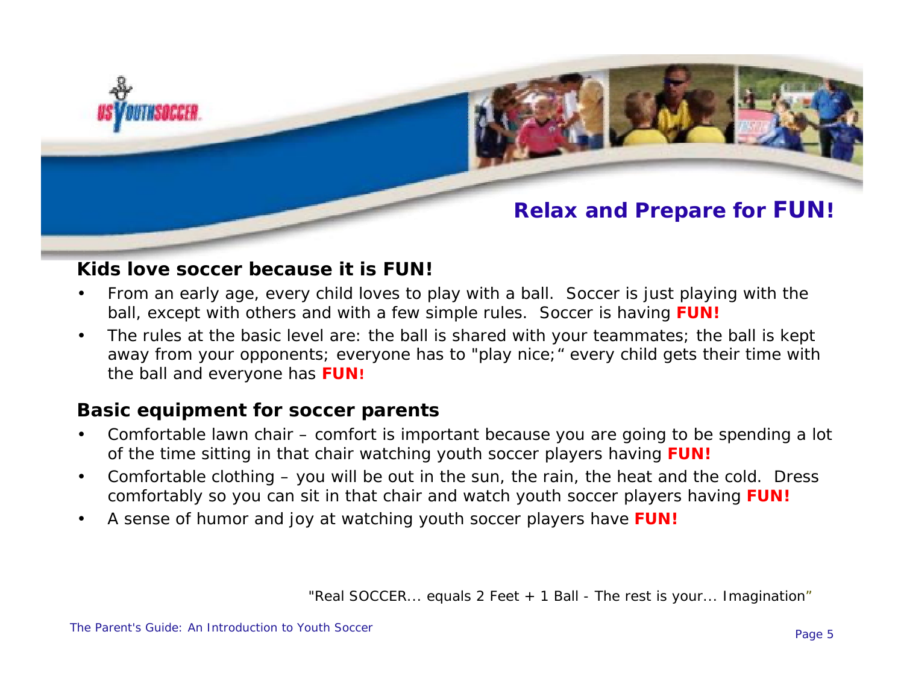# Relax and Prepare for FUN!

## Kids love soccer because it is FUN!

- From an early age, every child loves to play with a ball. Soccer is just playing with the ball, except with others and with a few simple rules. Soccer is having **FUN!**
- The rules at the basic level are: the ball is shared with your teammates; the ball is kept away from your opponents; everyone has to "play nice;" every child gets their time with the ball and everyone has **FUN!**

## Basic equipment for soccer parents

- Comfortable lawn chair – comfort is important because you are going to be spending a lot of the time sitting in that chair watching youth soccer players having **FUN!**
- Comfortable clothing – you will be out in the sun, the rain, the heat and the cold. Dress comfortably so you can sit in that chair and watch youth soccer players having **FUN!**
- A sense of humor and joy at watching youth soccer players have **FUN!**

"Real SOCCER... equals 2 Feet + 1 Ball - The rest is your... Imagination"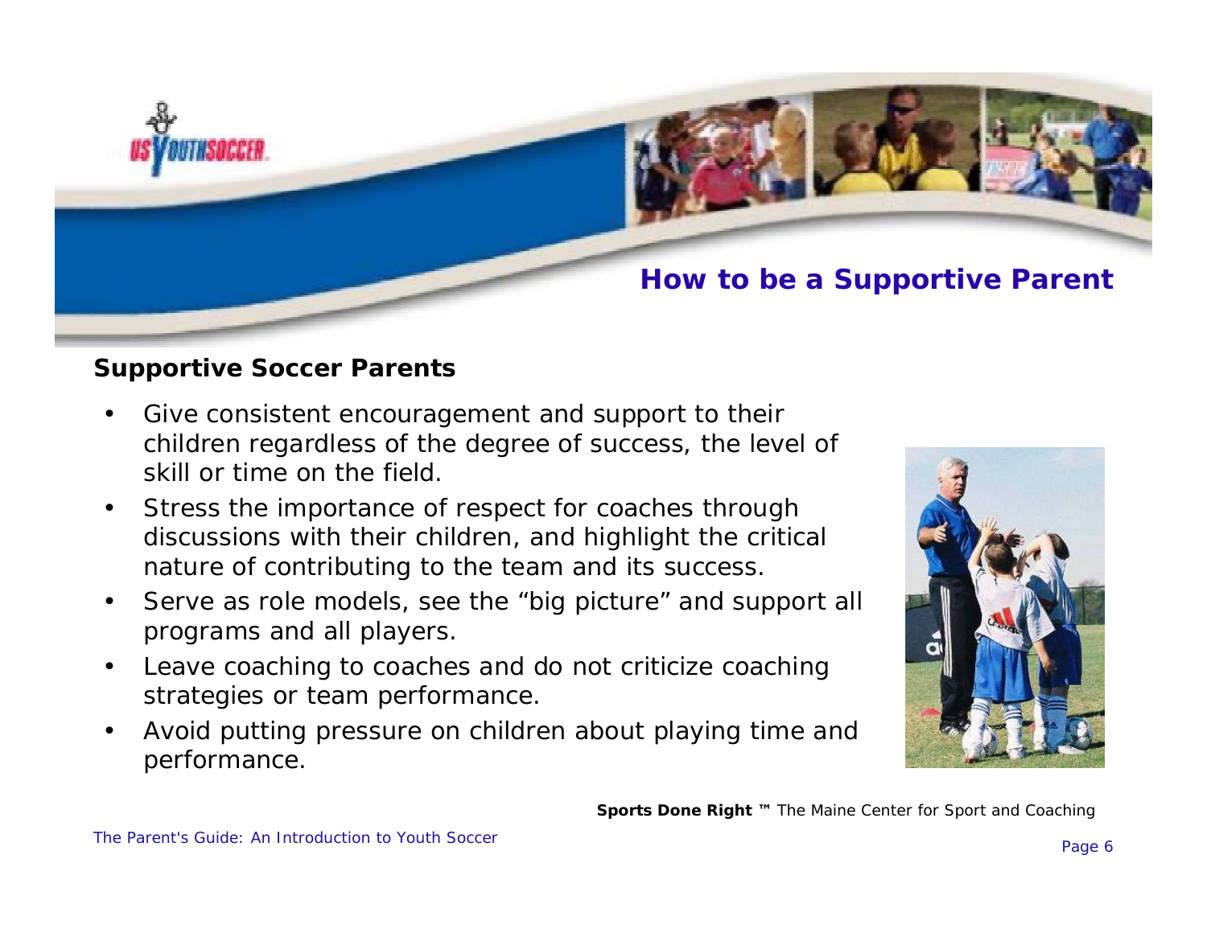# How to be a Supportive Parent

## Supportive Soccer Parents

- Give consistent encouragement and support to their children regardless of the degree of success, the level of skill or time on the field.
- Stress the importance of respect for coaches through discussions with their children, and highlight the critical nature of contributing to the team and its success.
- Serve as role models, see the "big picture" and support all programs and all players.
- Leave coaching to coaches and do not criticize coaching strategies or team performance.
- Avoid putting pressure on children about playing time and performance.

**Sports Done Right ™** The Maine Center for Sport and Coaching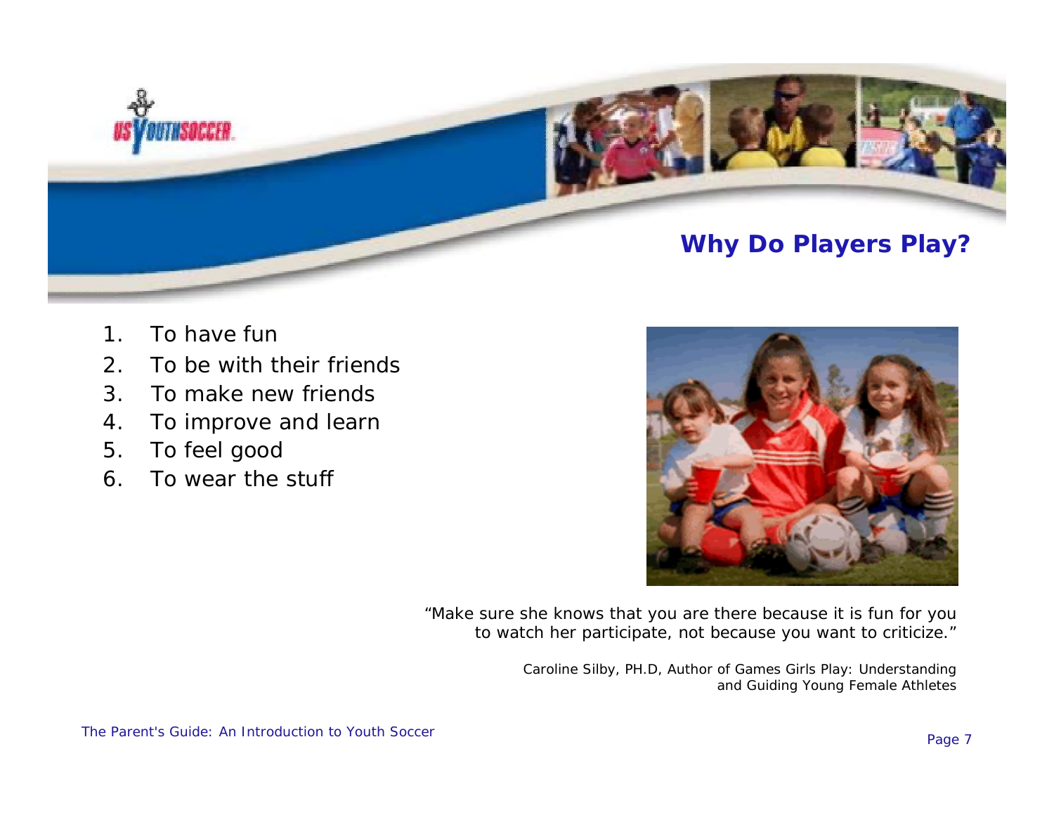## Why Do Players Play?

1. To have fun
2. To be with their friends
3. To make new friends
4. To improve and learn
5. To feel good
6. To wear the stuff

"Make sure she knows that you are there because it is fun for you to watch her participate, not because you want to criticize."

Caroline Silby, PH.D, Author of Games Girls Play: Understanding and Guiding Young Female Athletes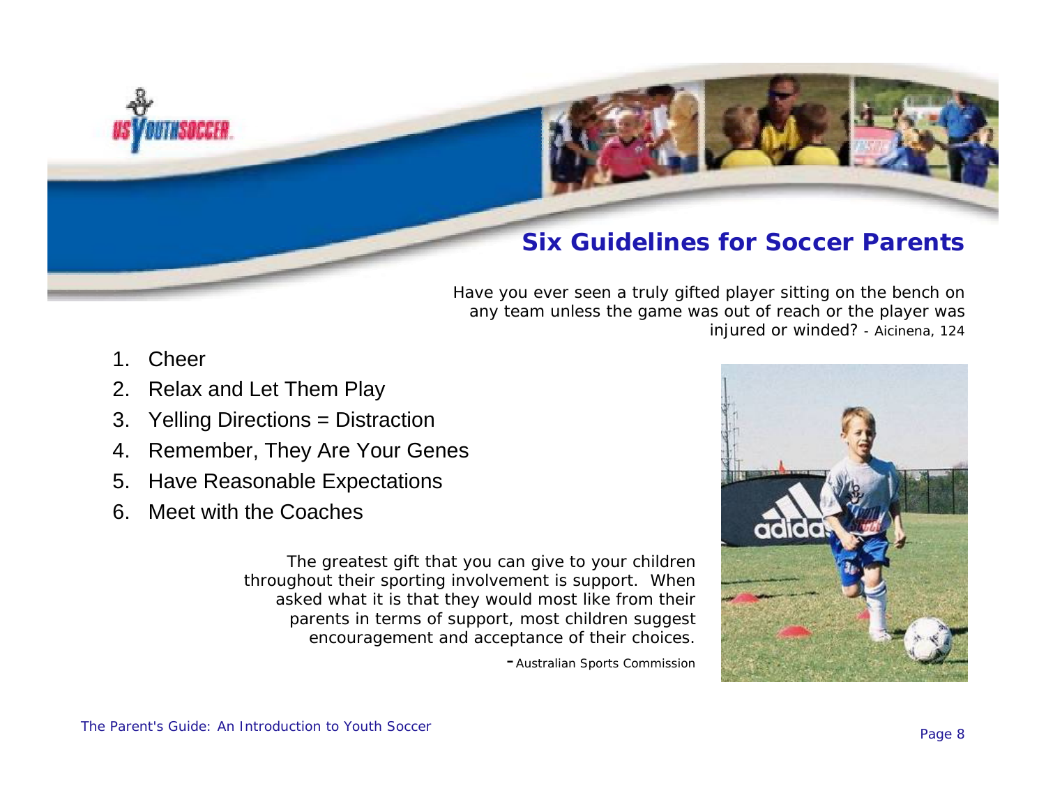## Six Guidelines for Soccer Parents

*Have you ever seen a truly gifted player sitting on the bench on any team unless the game was out of reach or the player was injured or winded?* - Aicinena, 124

1. Cheer
2. Relax and Let Them Play
3. Yelling Directions = Distraction
4. Remember, They Are Your Genes
5. Have Reasonable Expectations
6. Meet with the Coaches

*The greatest gift that you can give to your children throughout their sporting involvement is support. When asked what it is that they would most like from their parents in terms of support, most children suggest encouragement and acceptance of their choices.*

-Australian Sports Commission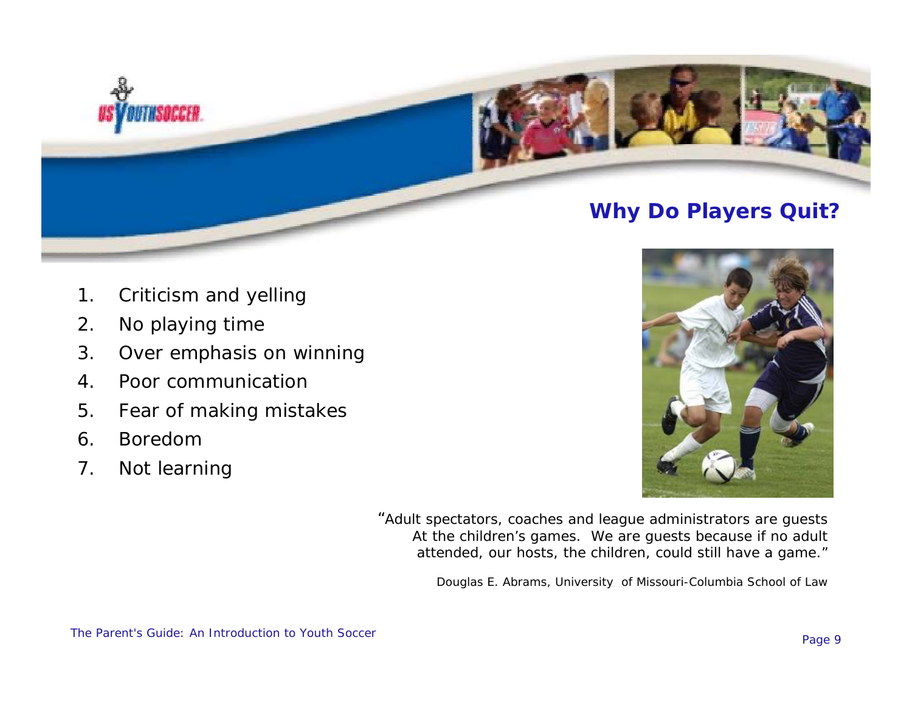## Why Do Players Quit?

1. Criticism and yelling
2. No playing time
3. Over emphasis on winning
4. Poor communication
5. Fear of making mistakes
6. Boredom
7. Not learning

"Adult spectators, coaches and league administrators are guests At the children's games. We are guests because if no adult attended, our hosts, the children, could still have a game."

Douglas E. Abrams, University of Missouri-Columbia School of Law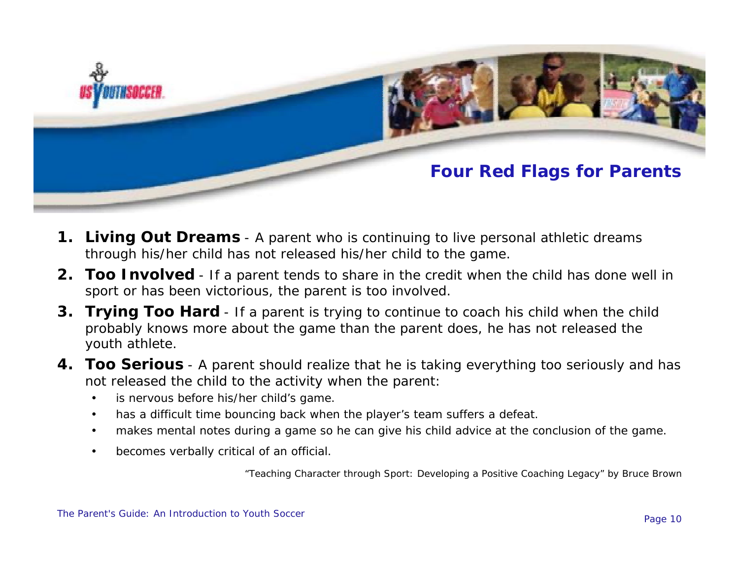## Four Red Flags for Parents

1. **Living Out Dreams** - A parent who is continuing to live personal athletic dreams through his/her child has not released his/her child to the game.
2. **Too Involved** - If a parent tends to share in the credit when the child has done well in sport or has been victorious, the parent is too involved.
3. **Trying Too Hard** - If a parent is trying to continue to coach his child when the child probably knows more about the game than the parent does, he has not released the youth athlete.
4. **Too Serious** - A parent should realize that he is taking everything too seriously and has not released the child to the activity when the parent:
   - is nervous before his/her child's game.
   - has a difficult time bouncing back when the player's team suffers a defeat.
   - makes mental notes during a game so he can give his child advice at the conclusion of the game.
   - becomes verbally critical of an official.

"Teaching Character through Sport: Developing a Positive Coaching Legacy" by Bruce Brown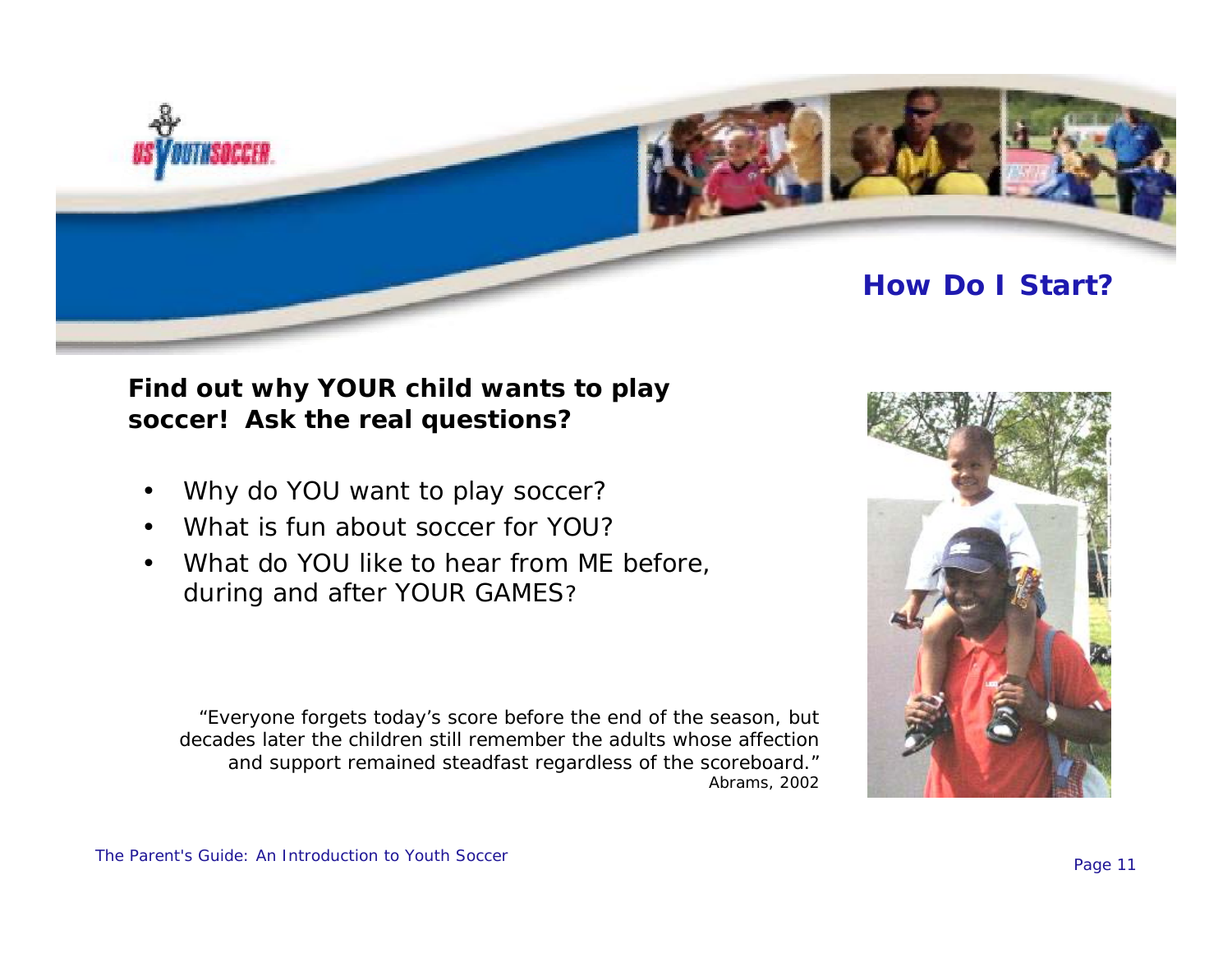## How Do I Start?

**Find out why YOUR child wants to play soccer! Ask the real questions?**

- Why do YOU want to play soccer?
- What is fun about soccer for YOU?
- What do YOU like to hear from ME before, during and after YOUR GAMES?

> "Everyone forgets today's score before the end of the season, but decades later the children still remember the adults whose affection and support remained steadfast regardless of the scoreboard."
> Abrams, 2002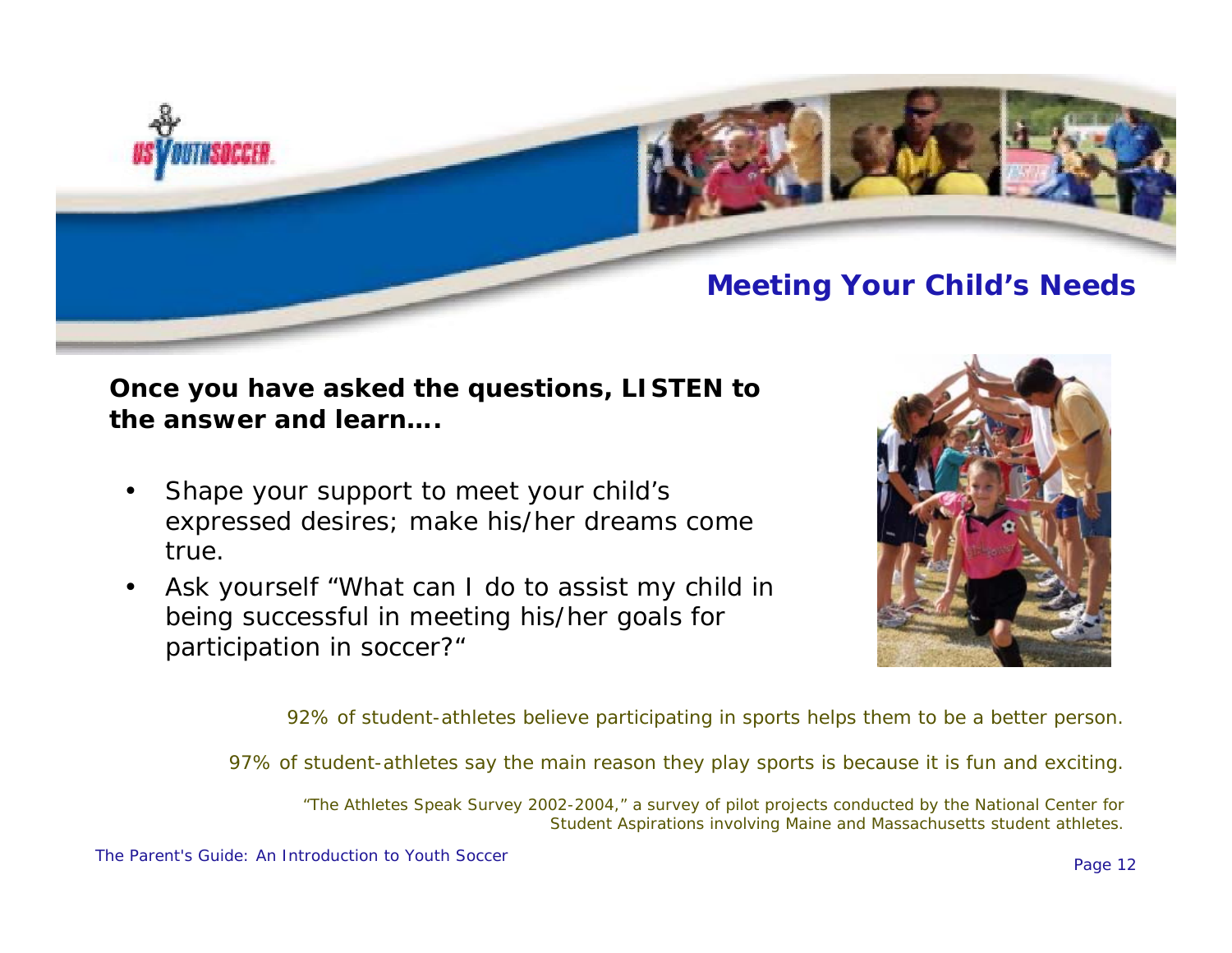## Meeting Your Child's Needs

**Once you have asked the questions, LISTEN to the answer and learn….**

- Shape your support to meet your child's expressed desires; make his/her dreams come true.
- Ask yourself "What can I do to assist my child in being successful in meeting his/her goals for participation in soccer?"

*92% of student-athletes believe participating in sports helps them to be a better person.*

*97% of student-athletes say the main reason they play sports is because it is fun and exciting.*

*"The Athletes Speak Survey 2002-2004," a survey of pilot projects conducted by the National Center for Student Aspirations involving Maine and Massachusetts student athletes.*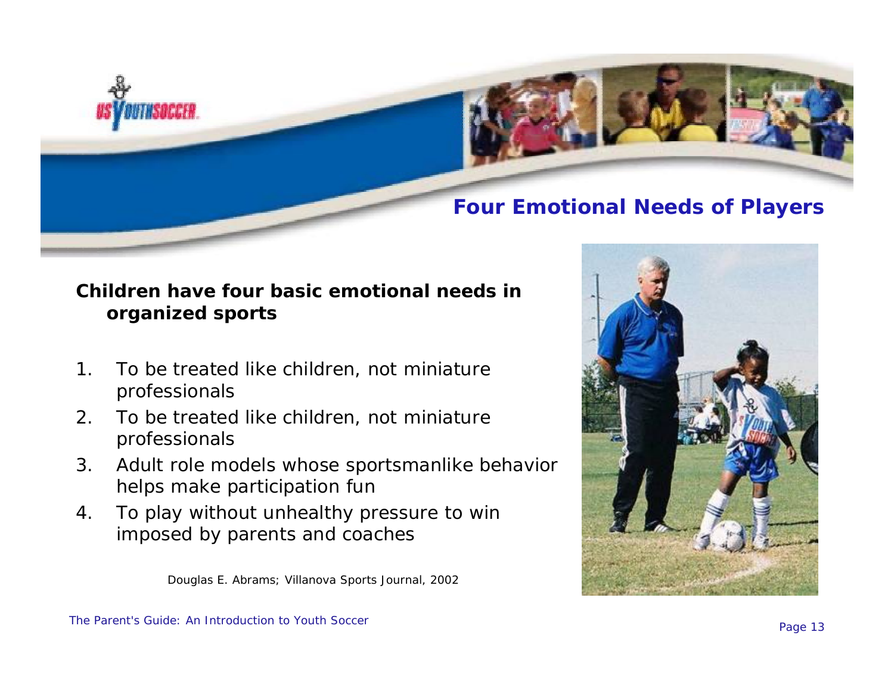## Four Emotional Needs of Players

**Children have four basic emotional needs in organized sports**

1. To be treated like children, not miniature professionals
2. To be treated like children, not miniature professionals
3. Adult role models whose sportsmanlike behavior helps make participation fun
4. To play without unhealthy pressure to win imposed by parents and coaches

Douglas E. Abrams; Villanova Sports Journal, 2002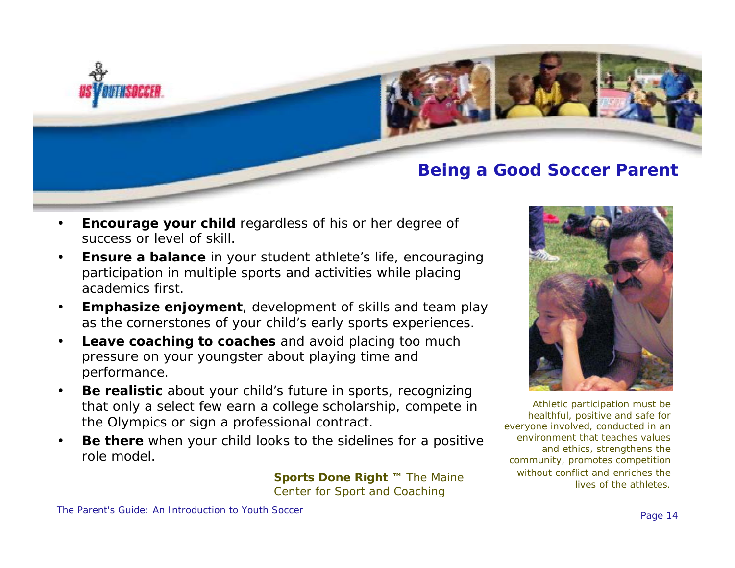## Being a Good Soccer Parent

- **Encourage your child** regardless of his or her degree of success or level of skill.
- **Ensure a balance** in your student athlete's life, encouraging participation in multiple sports and activities while placing academics first.
- **Emphasize enjoyment**, development of skills and team play as the cornerstones of your child's early sports experiences.
- **Leave coaching to coaches** and avoid placing too much pressure on your youngster about playing time and performance.
- **Be realistic** about your child's future in sports, recognizing that only a select few earn a college scholarship, compete in the Olympics or sign a professional contract.
- **Be there** when your child looks to the sidelines for a positive role model.

**Sports Done Right ™** The Maine Center for Sport and Coaching

Athletic participation must be healthful, positive and safe for everyone involved, conducted in an environment that teaches values and ethics, strengthens the community, promotes competition without conflict and enriches the lives of the athletes.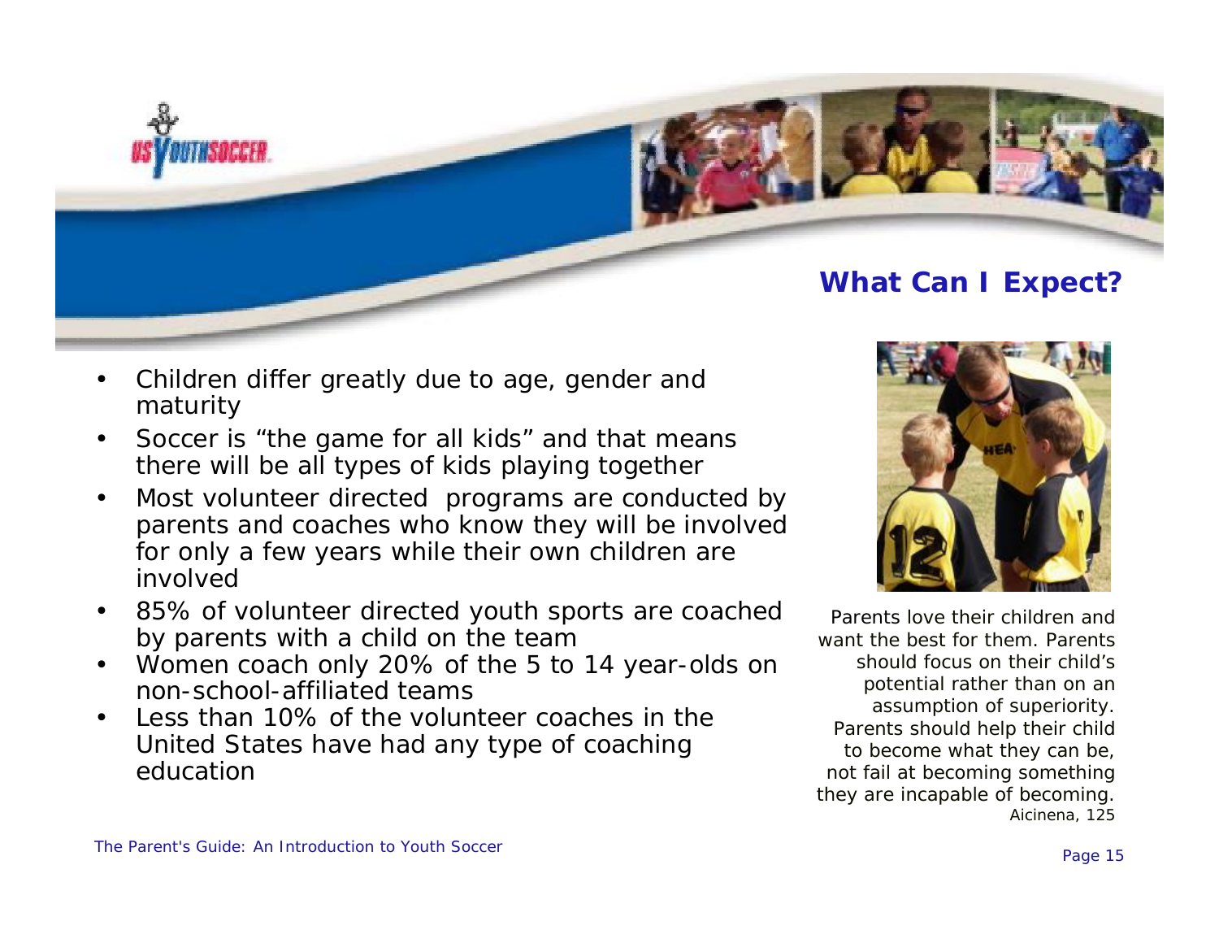## What Can I Expect?

- Children differ greatly due to age, gender and maturity
- Soccer is "the game for all kids" and that means there will be all types of kids playing together
- Most volunteer directed programs are conducted by parents and coaches who know they will be involved for only a few years while their own children are involved
- 85% of volunteer directed youth sports are coached by parents with a child on the team
- Women coach only 20% of the 5 to 14 year-olds on non-school-affiliated teams
- Less than 10% of the volunteer coaches in the United States have had any type of coaching education

*Parents love their children and want the best for them. Parents should focus on their child's potential rather than on an assumption of superiority. Parents should help their child to become what they can be, not fail at becoming something they are incapable of becoming.*
*Aicinena, 125*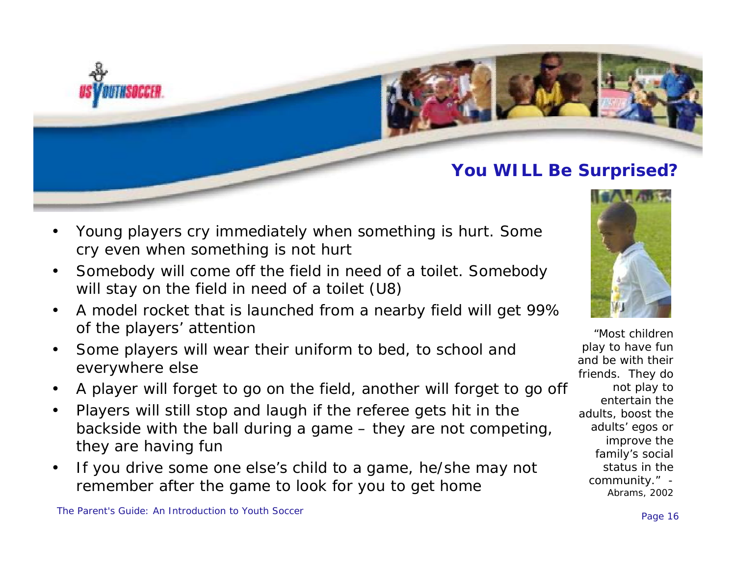## You WILL Be Surprised?

- Young players cry immediately when something is hurt. Some cry even when something is not hurt
- Somebody will come off the field in need of a toilet. Somebody will stay on the field in need of a toilet (U8)
- A model rocket that is launched from a nearby field will get 99% of the players' attention
- Some players will wear their uniform to bed, to school and everywhere else
- A player will forget to go on the field, another will forget to go off
- Players will still stop and laugh if the referee gets hit in the backside with the ball during a game – they are not competing, they are having fun
- If you drive some one else's child to a game, he/she may not remember after the game to look for you to get home

*"Most children play to have fun and be with their friends. They do not play to entertain the adults, boost the adults' egos or improve the family's social status in the community." - Abrams, 2002*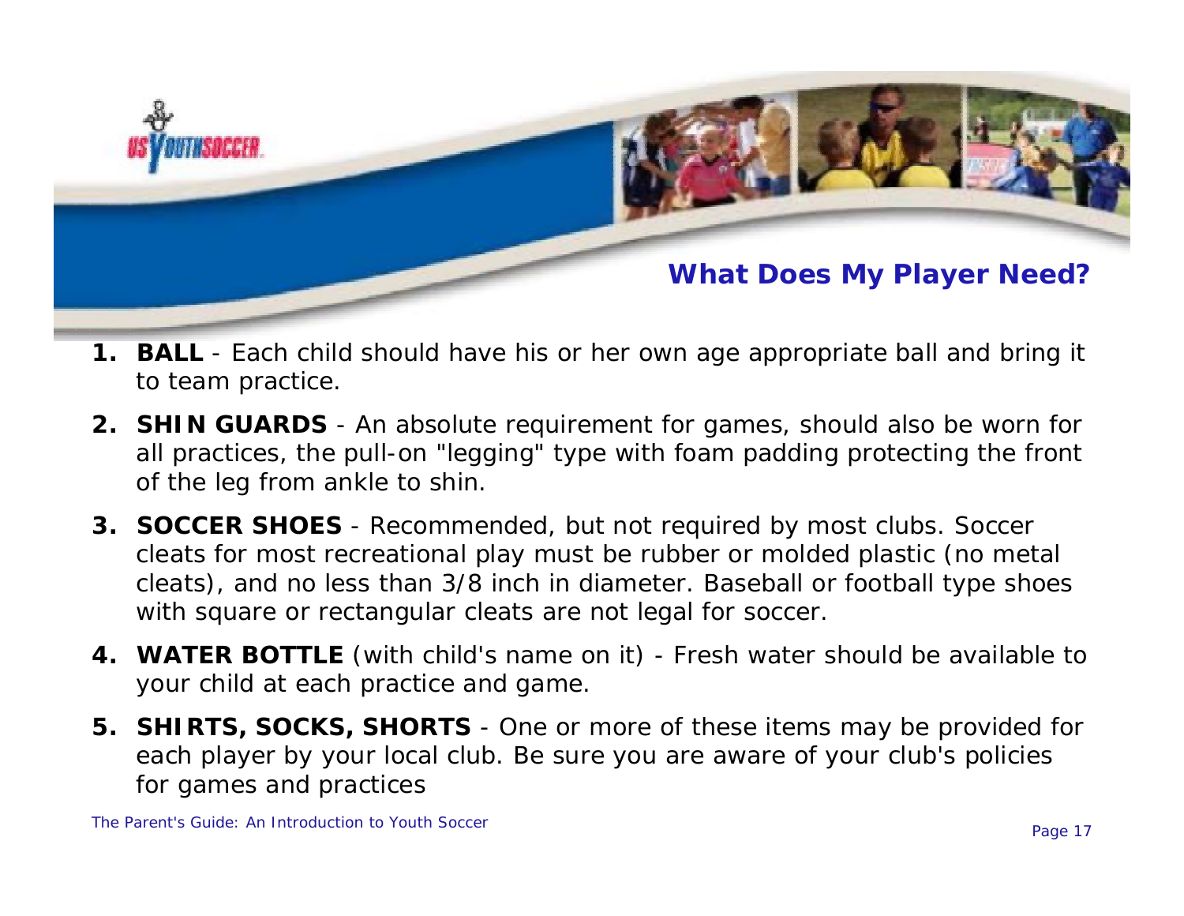## What Does My Player Need?

1. **BALL** - Each child should have his or her own age appropriate ball and bring it to team practice.
2. **SHIN GUARDS** - An absolute requirement for games, should also be worn for all practices, the pull-on "legging" type with foam padding protecting the front of the leg from ankle to shin.
3. **SOCCER SHOES** - Recommended, but not required by most clubs. Soccer cleats for most recreational play must be rubber or molded plastic (no metal cleats), and no less than 3/8 inch in diameter. Baseball or football type shoes with square or rectangular cleats are not legal for soccer.
4. **WATER BOTTLE** (with child's name on it) - Fresh water should be available to your child at each practice and game.
5. **SHIRTS, SOCKS, SHORTS** - One or more of these items may be provided for each player by your local club. Be sure you are aware of your club's policies for games and practices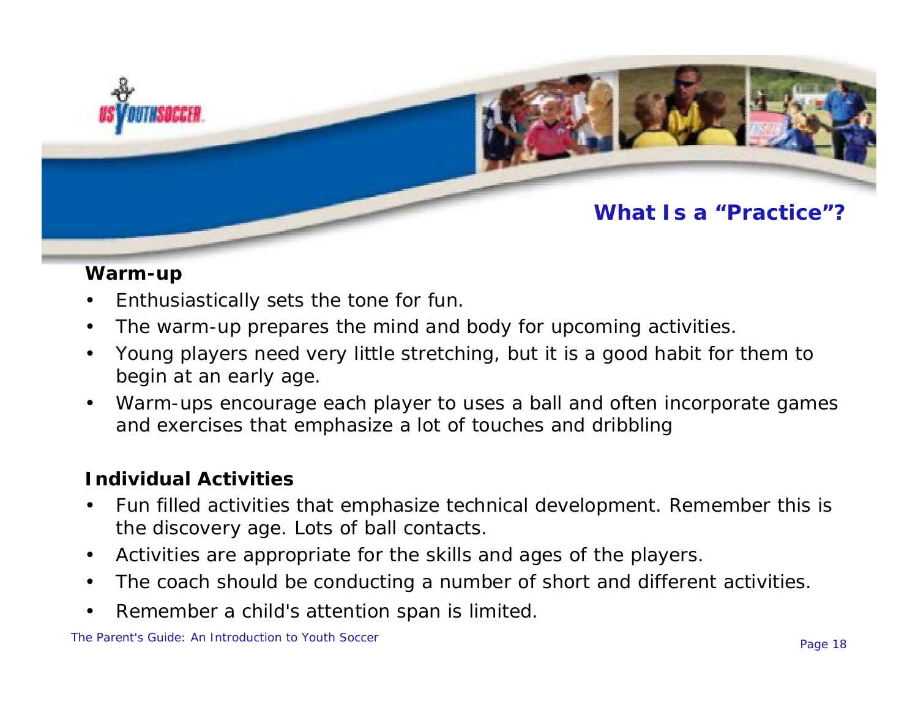## What Is a "Practice"?

### Warm-up

- Enthusiastically sets the tone for fun.
- The warm-up prepares the mind and body for upcoming activities.
- Young players need very little stretching, but it is a good habit for them to begin at an early age.
- Warm-ups encourage each player to uses a ball and often incorporate games and exercises that emphasize a lot of touches and dribbling

### Individual Activities

- Fun filled activities that emphasize technical development. Remember this is the discovery age. Lots of ball contacts.
- Activities are appropriate for the skills and ages of the players.
- The coach should be conducting a number of short and different activities.
- Remember a child's attention span is limited.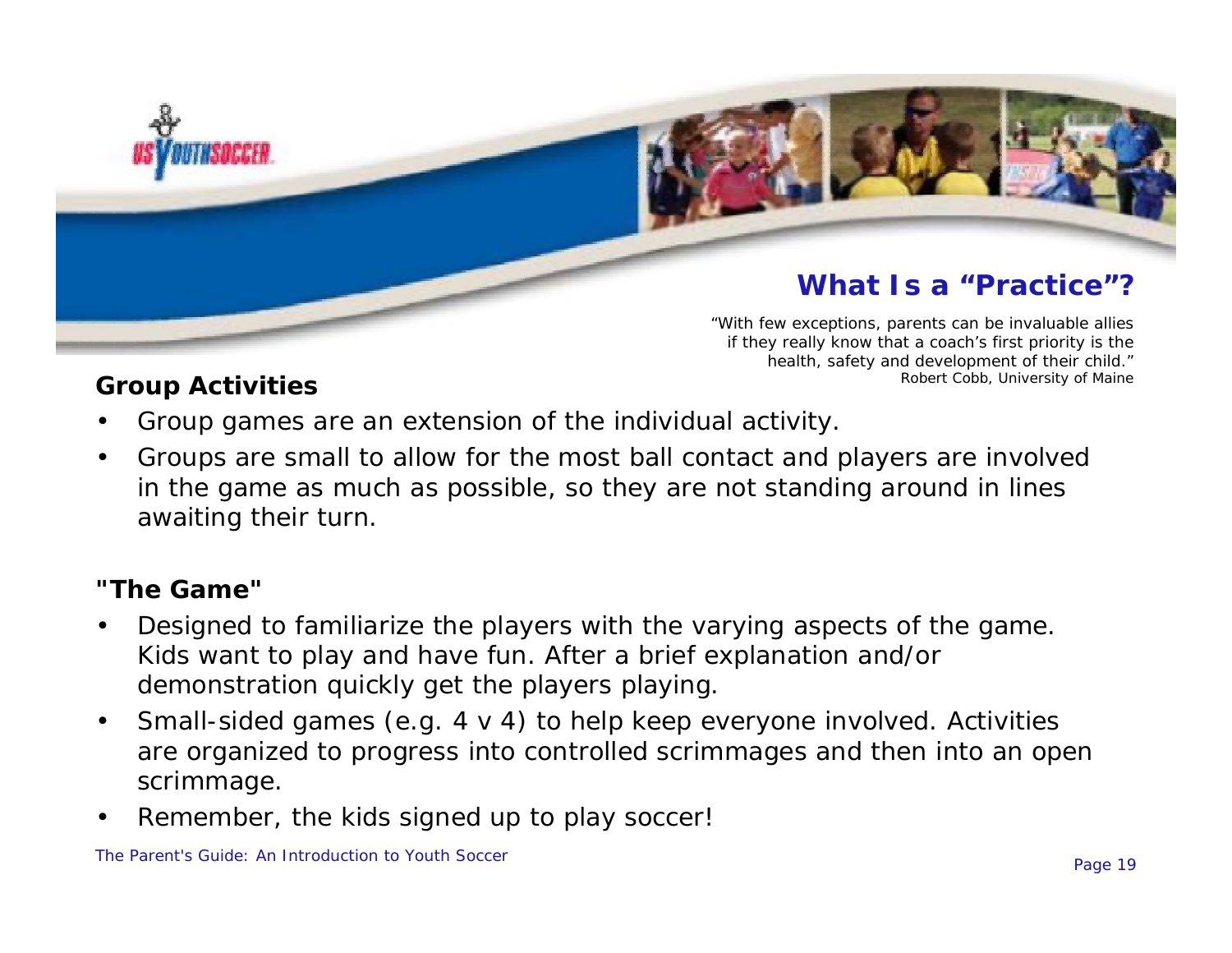## What Is a "Practice"?

*"With few exceptions, parents can be invaluable allies if they really know that a coach's first priority is the health, safety and development of their child."*
*Robert Cobb, University of Maine*

### Group Activities

- Group games are an extension of the individual activity.
- Groups are small to allow for the most ball contact and players are involved in the game as much as possible, so they are not standing around in lines awaiting their turn.

### "The Game"

- Designed to familiarize the players with the varying aspects of the game. Kids want to play and have fun. After a brief explanation and/or demonstration quickly get the players playing.
- Small-sided games (e.g. 4 v 4) to help keep everyone involved. Activities are organized to progress into controlled scrimmages and then into an open scrimmage.
- Remember, the kids signed up to play soccer!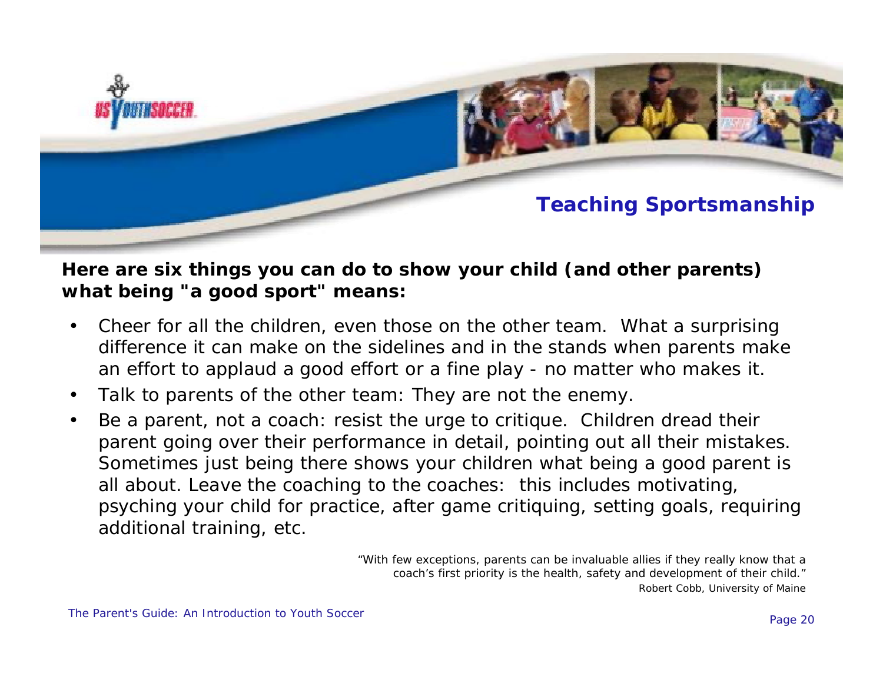## Teaching Sportsmanship

**Here are six things you can do to show your child (and other parents) what being "a good sport" means:**

- Cheer for all the children, even those on the other team. What a surprising difference it can make on the sidelines and in the stands when parents make an effort to applaud a good effort or a fine play - no matter who makes it.
- Talk to parents of the other team: They are not the enemy.
- Be a parent, not a coach: resist the urge to critique. Children dread their parent going over their performance in detail, pointing out all their mistakes. Sometimes just being there shows your children what being a good parent is all about. Leave the coaching to the coaches: this includes motivating, psyching your child for practice, after game critiquing, setting goals, requiring additional training, etc.

*"With few exceptions, parents can be invaluable allies if they really know that a coach's first priority is the health, safety and development of their child."*
Robert Cobb, University of Maine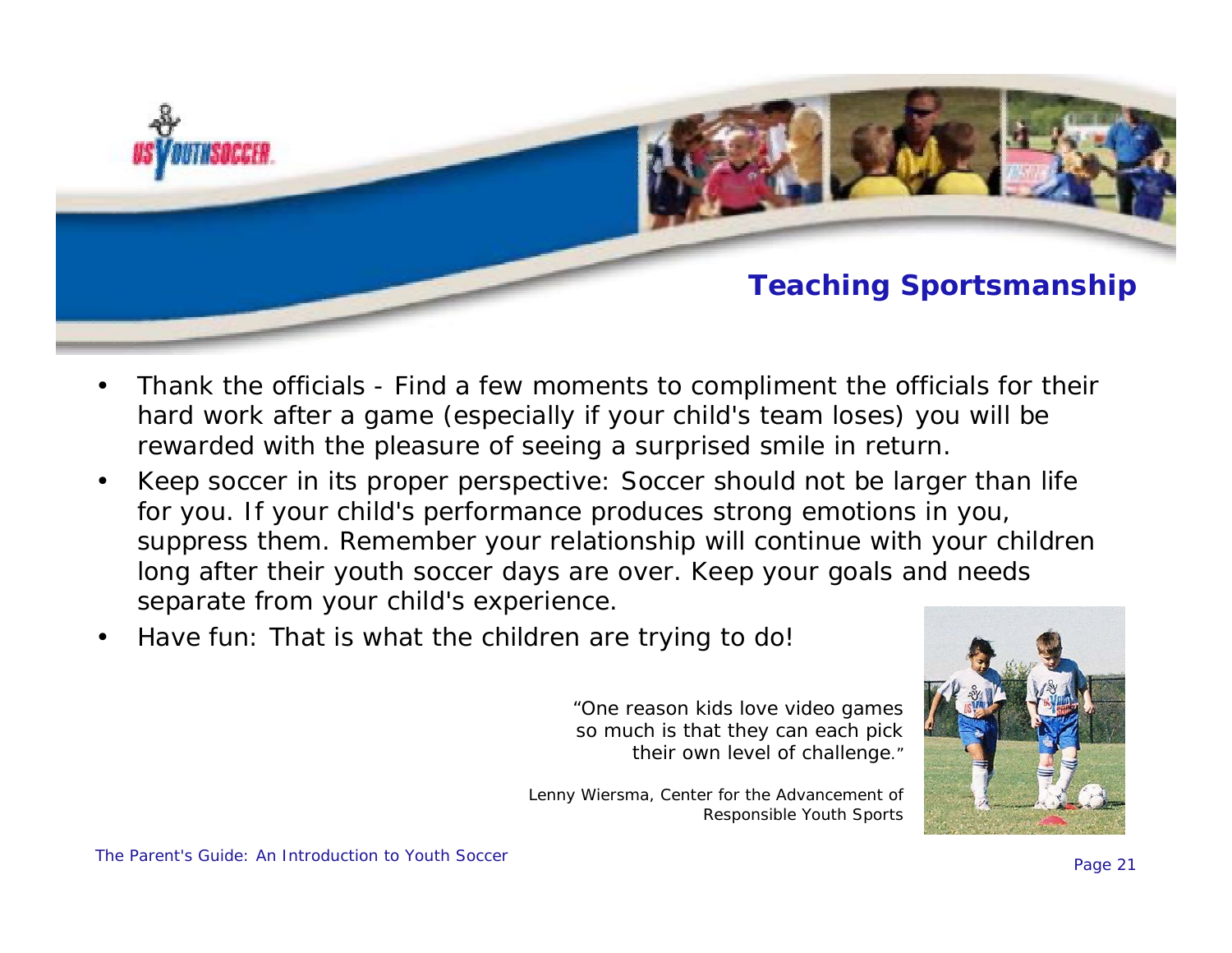## Teaching Sportsmanship

- Thank the officials - Find a few moments to compliment the officials for their hard work after a game (especially if your child's team loses) you will be rewarded with the pleasure of seeing a surprised smile in return.
- Keep soccer in its proper perspective: Soccer should not be larger than life for you. If your child's performance produces strong emotions in you, suppress them. Remember your relationship will continue with your children long after their youth soccer days are over. Keep your goals and needs separate from your child's experience.
- Have fun: That is what the children are trying to do!

"One reason kids love video games so much is that they can each pick their own level of challenge."

Lenny Wiersma, Center for the Advancement of Responsible Youth Sports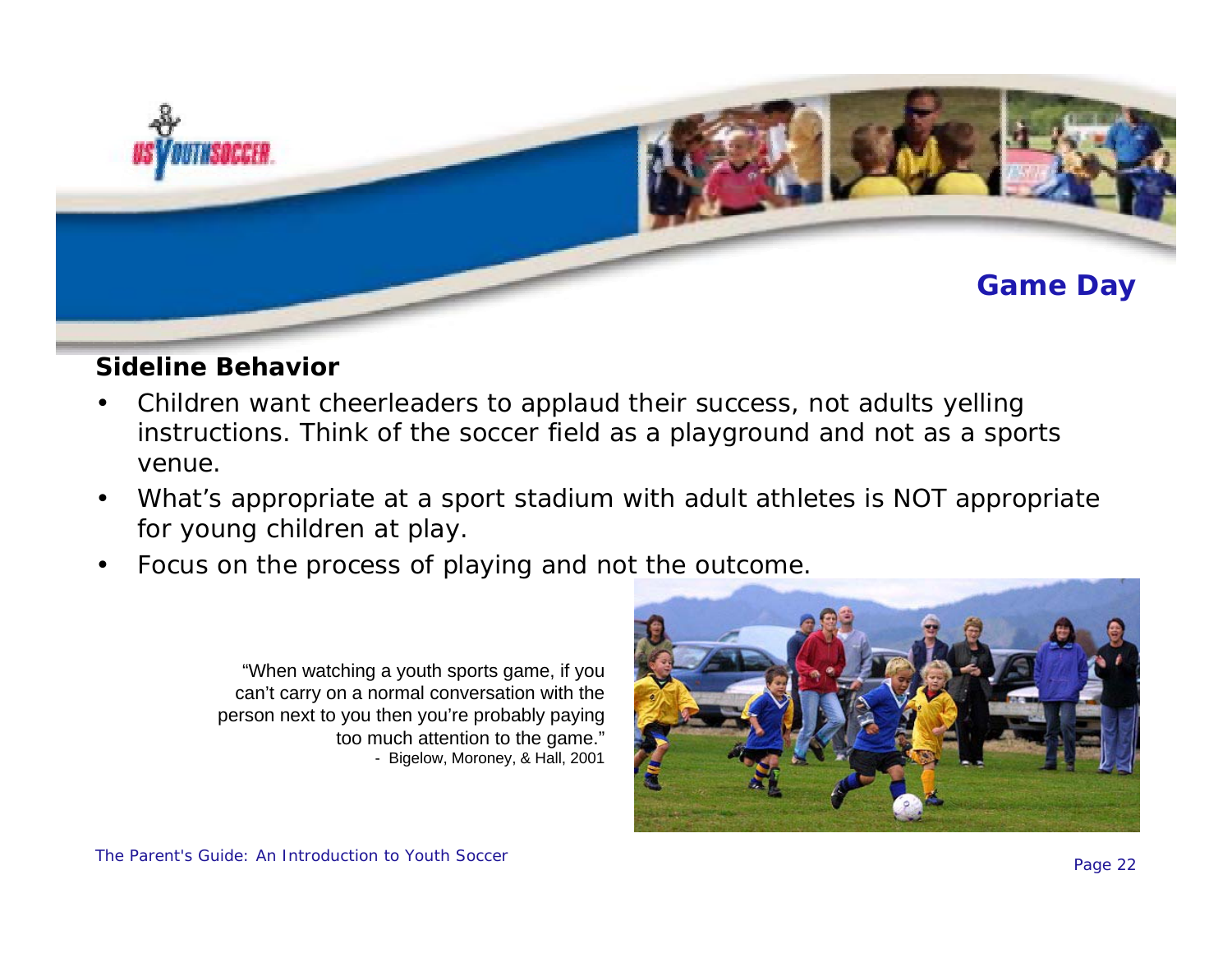## Game Day

### Sideline Behavior

- Children want cheerleaders to applaud their success, not adults yelling instructions. Think of the soccer field as a playground and not as a sports venue.
- What's appropriate at a sport stadium with adult athletes is NOT appropriate for young children at play.
- Focus on the process of playing and not the outcome.

> "When watching a youth sports game, if you can't carry on a normal conversation with the person next to you then you're probably paying too much attention to the game."
> - Bigelow, Moroney, & Hall, 2001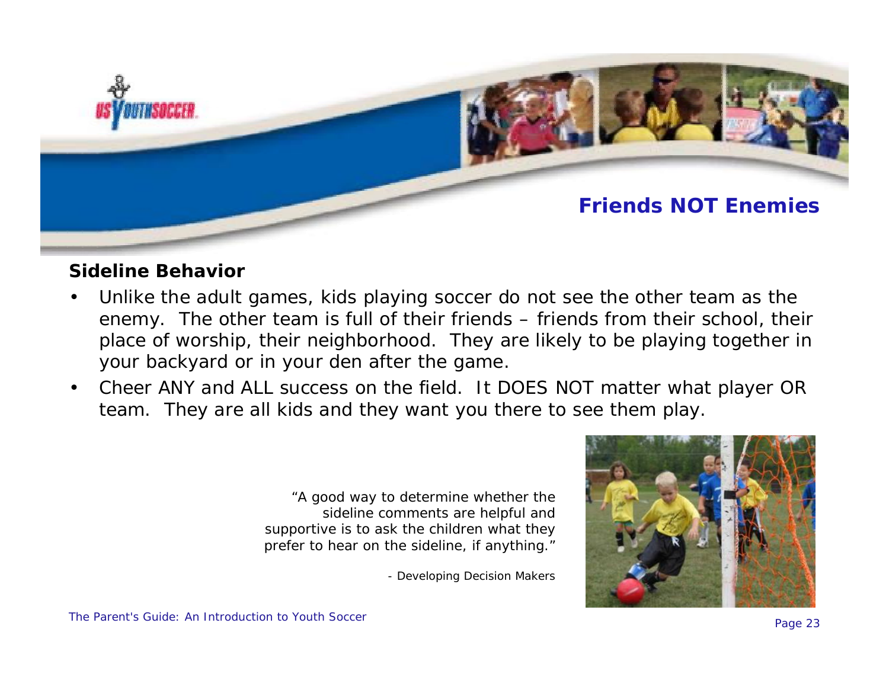## Friends NOT Enemies

### Sideline Behavior

- Unlike the adult games, kids playing soccer do not see the other team as the enemy. The other team is full of their friends – friends from their school, their place of worship, their neighborhood. They are likely to be playing together in your backyard or in your den after the game.
- Cheer ANY and ALL success on the field. It DOES NOT matter what player OR team. They are all kids and they want you there to see them play.

*"A good way to determine whether the sideline comments are helpful and supportive is to ask the children what they prefer to hear on the sideline, if anything."*

*- Developing Decision Makers*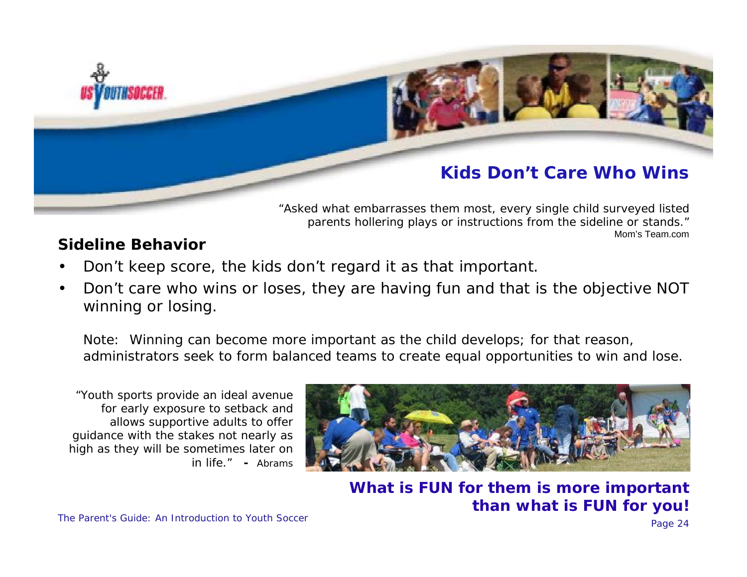## Kids Don't Care Who Wins

*"Asked what embarrasses them most, every single child surveyed listed parents hollering plays or instructions from the sideline or stands."*
Mom's Team.com

### Sideline Behavior

- Don't keep score, the kids don't regard it as that important.
- Don't care who wins or loses, they are having fun and that is the objective NOT winning or losing.

Note: Winning can become more important as the child develops; for that reason, administrators seek to form balanced teams to create equal opportunities to win and lose.

*"Youth sports provide an ideal avenue for early exposure to setback and allows supportive adults to offer guidance with the stakes not nearly as high as they will be sometimes later on in life."* - Abrams

**What is FUN for them is more important than what is FUN for you!**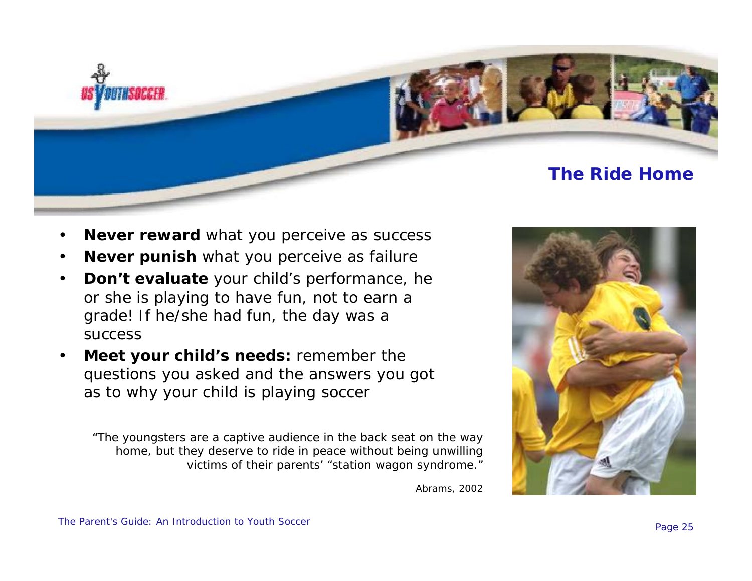# The Ride Home

- **Never reward** what you perceive as success
- **Never punish** what you perceive as failure
- **Don't evaluate** your child's performance, he or she is playing to have fun, not to earn a grade! If he/she had fun, the day was a success
- **Meet your child's needs:** remember the questions you asked and the answers you got as to why your child is playing soccer

> *"The youngsters are a captive audience in the back seat on the way home, but they deserve to ride in peace without being unwilling victims of their parents' "station wagon syndrome."*
>
> *Abrams, 2002*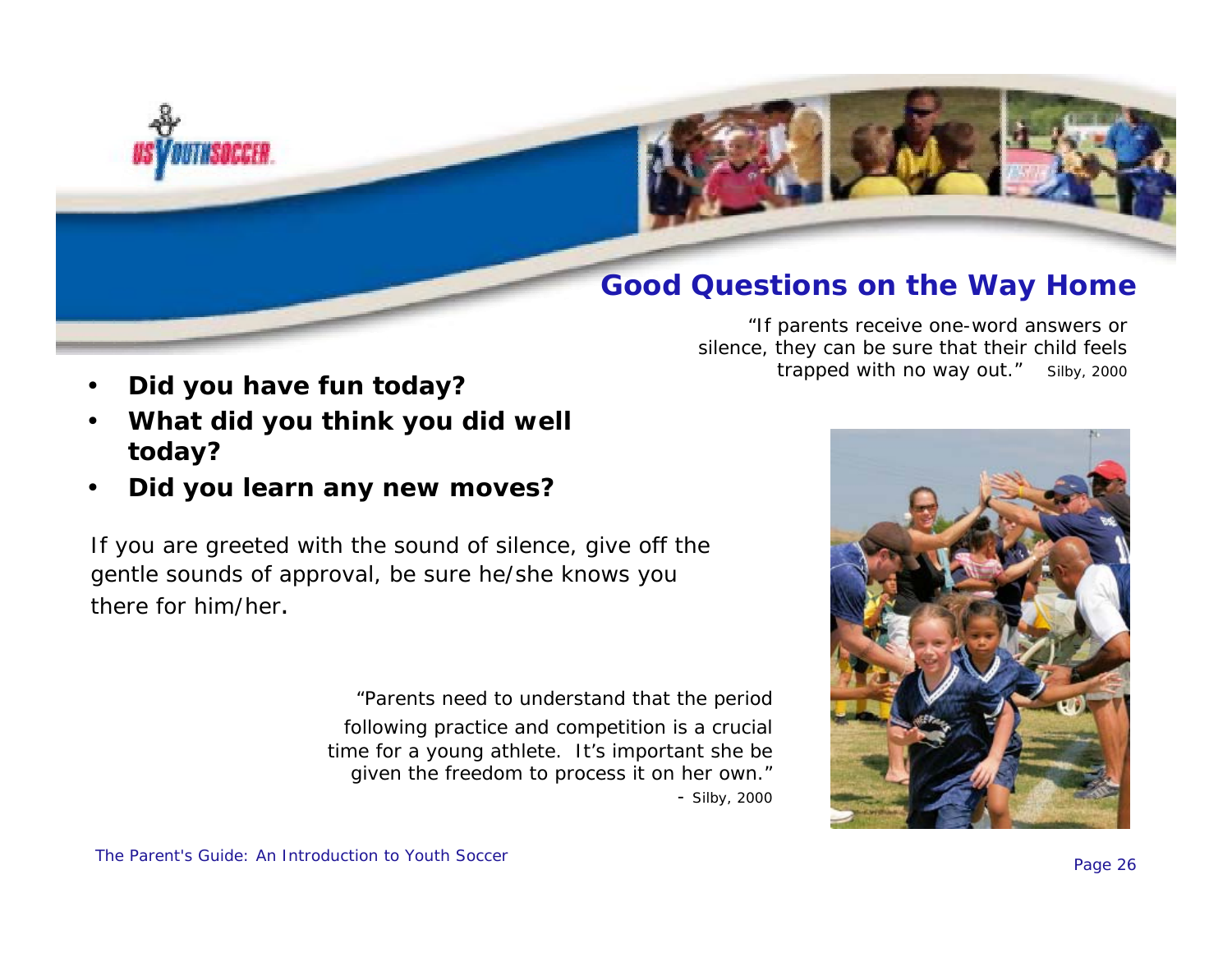## Good Questions on the Way Home

*"If parents receive one-word answers or silence, they can be sure that their child feels trapped with no way out."* Silby, 2000

- **Did you have fun today?**
- **What did you think you did well today?**
- **Did you learn any new moves?**

*If you are greeted with the sound of silence, give off the gentle sounds of approval, be sure he/she knows you there for him/her.*

*"Parents need to understand that the period following practice and competition is a crucial time for a young athlete. It's important she be given the freedom to process it on her own."*
*- Silby, 2000*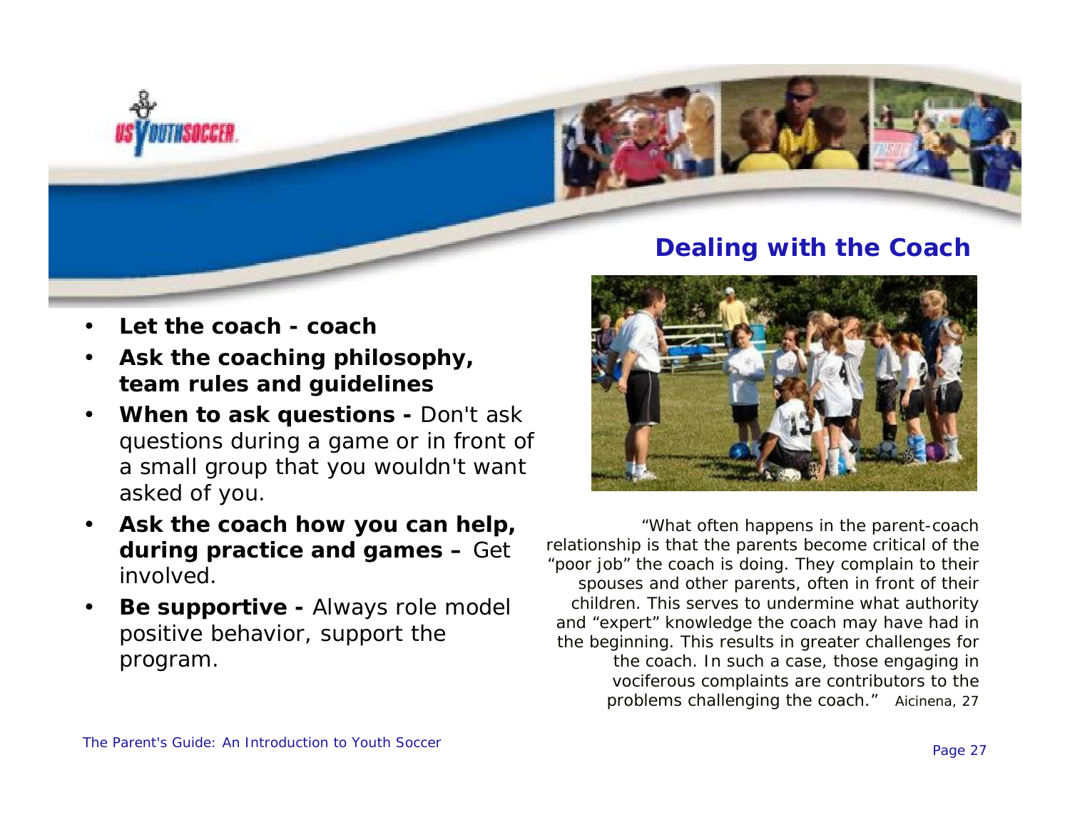## Dealing with the Coach

- **Let the coach - coach**
- **Ask the coaching philosophy, team rules and guidelines**
- **When to ask questions -** Don't ask questions during a game or in front of a small group that you wouldn't want asked of you.
- **Ask the coach how you can help, during practice and games –** Get involved.
- **Be supportive -** Always role model positive behavior, support the program.

"What often happens in the parent-coach relationship is that the parents become critical of the "poor job" the coach is doing. They complain to their spouses and other parents, often in front of their children. This serves to undermine what authority and "expert" knowledge the coach may have had in the beginning. This results in greater challenges for the coach. In such a case, those engaging in vociferous complaints are contributors to the problems challenging the coach." Aicinena, 27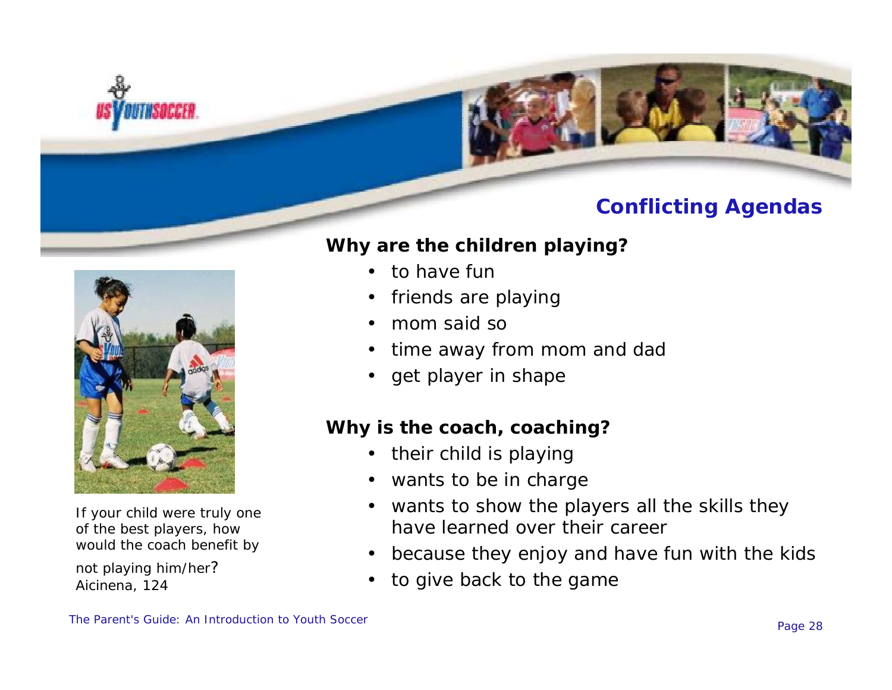## Conflicting Agendas

**Why are the children playing?**

- to have fun
- friends are playing
- mom said so
- time away from mom and dad
- get player in shape

**Why is the coach, coaching?**

- their child is playing
- wants to be in charge
- wants to show the players all the skills they have learned over their career
- because they enjoy and have fun with the kids
- to give back to the game

If your child were truly one of the best players, how would the coach benefit by not playing him/her? Aicinena, 124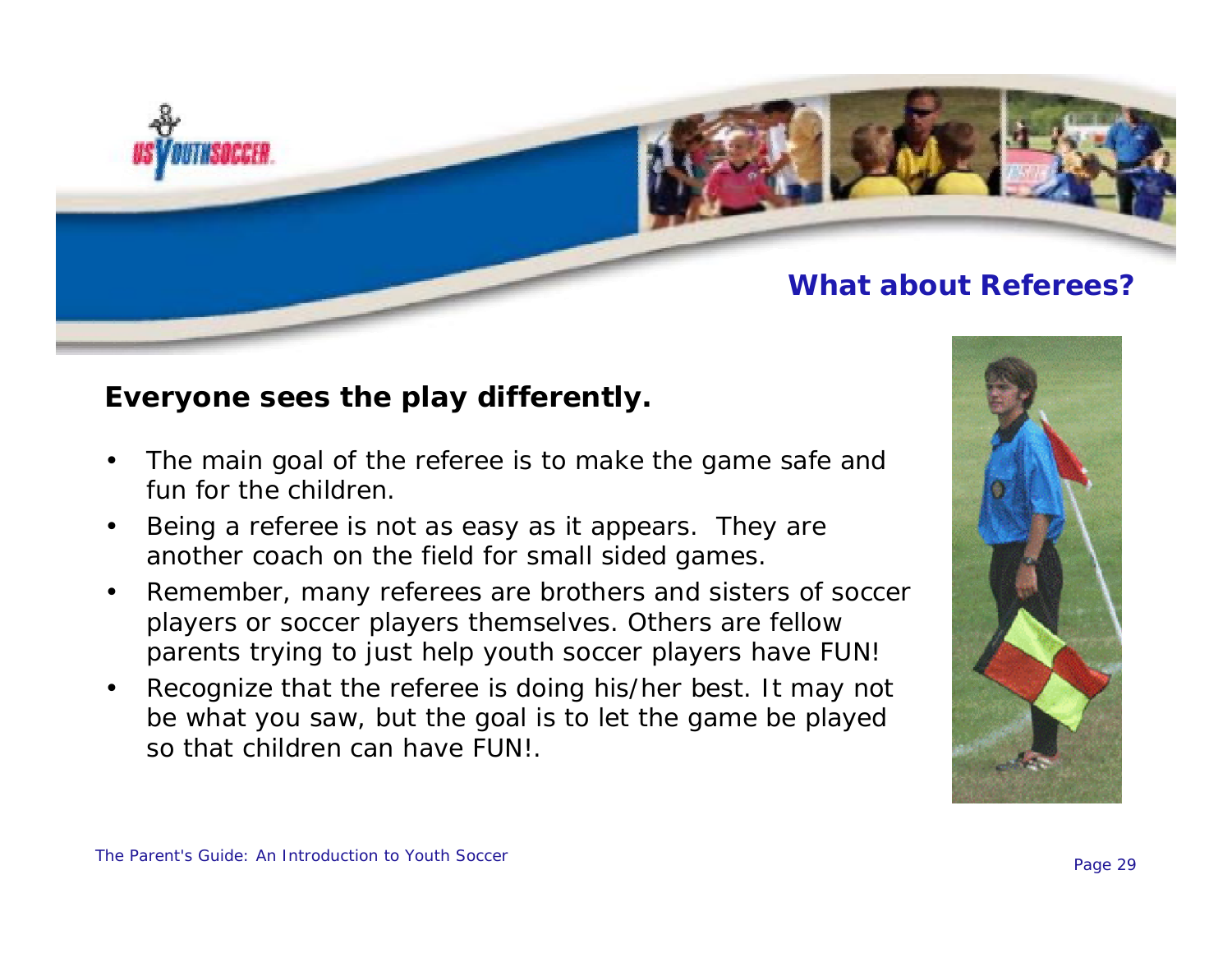## What about Referees?

**Everyone sees the play differently.**

- The main goal of the referee is to make the game safe and fun for the children.
- Being a referee is not as easy as it appears. They are another coach on the field for small sided games.
- Remember, many referees are brothers and sisters of soccer players or soccer players themselves. Others are fellow parents trying to just help youth soccer players have FUN!
- Recognize that the referee is doing his/her best. It may not be what you saw, but the goal is to let the game be played so that children can have FUN!.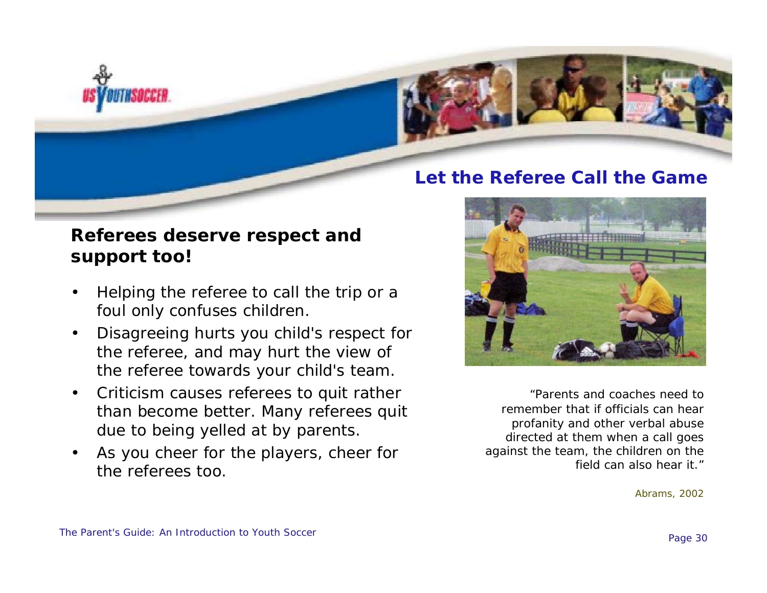## Let the Referee Call the Game

### Referees deserve respect and support too!

- Helping the referee to call the trip or a foul only confuses children.
- Disagreeing hurts you child's respect for the referee, and may hurt the view of the referee towards your child's team.
- Criticism causes referees to quit rather than become better. Many referees quit due to being yelled at by parents.
- As you cheer for the players, cheer for the referees too.

*"Parents and coaches need to remember that if officials can hear profanity and other verbal abuse directed at them when a call goes against the team, the children on the field can also hear it."*

Abrams, 2002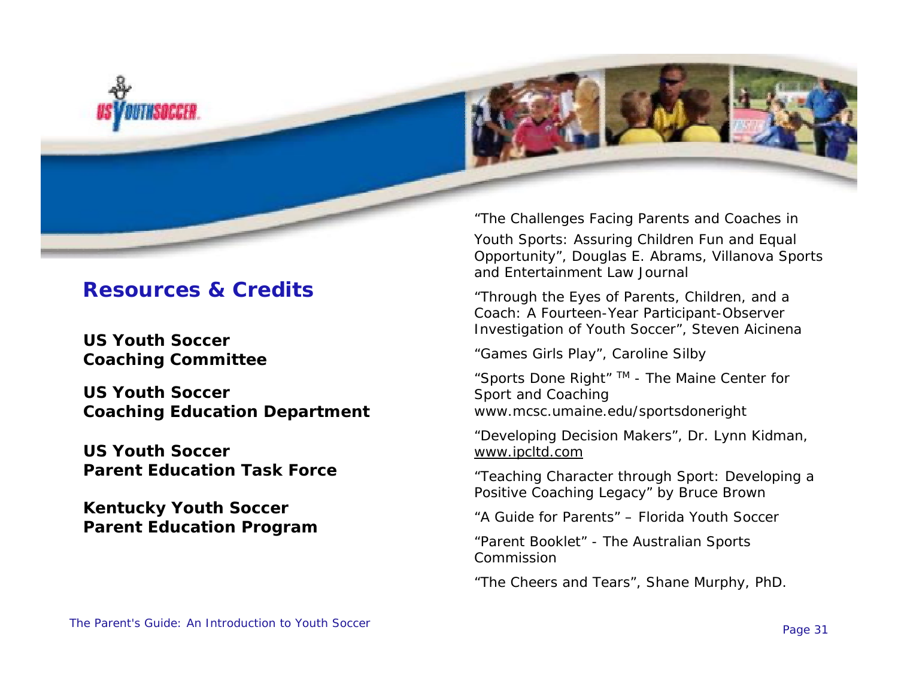## Resources & Credits

**US Youth Soccer**
**Coaching Committee**

**US Youth Soccer**
**Coaching Education Department**

**US Youth Soccer**
**Parent Education Task Force**

**Kentucky Youth Soccer**
**Parent Education Program**

"The Challenges Facing Parents and Coaches in Youth Sports: Assuring Children Fun and Equal Opportunity", Douglas E. Abrams, Villanova Sports and Entertainment Law Journal

"Through the Eyes of Parents, Children, and a Coach: A Fourteen-Year Participant-Observer Investigation of Youth Soccer", Steven Aicinena

"Games Girls Play", Caroline Silby

"Sports Done Right" TM - The Maine Center for Sport and Coaching www.mcsc.umaine.edu/sportsdoneright

"Developing Decision Makers", Dr. Lynn Kidman, www.ipcltd.com

"Teaching Character through Sport: Developing a Positive Coaching Legacy" by Bruce Brown

"A Guide for Parents" – Florida Youth Soccer

"Parent Booklet" - The Australian Sports Commission

"The Cheers and Tears", Shane Murphy, PhD.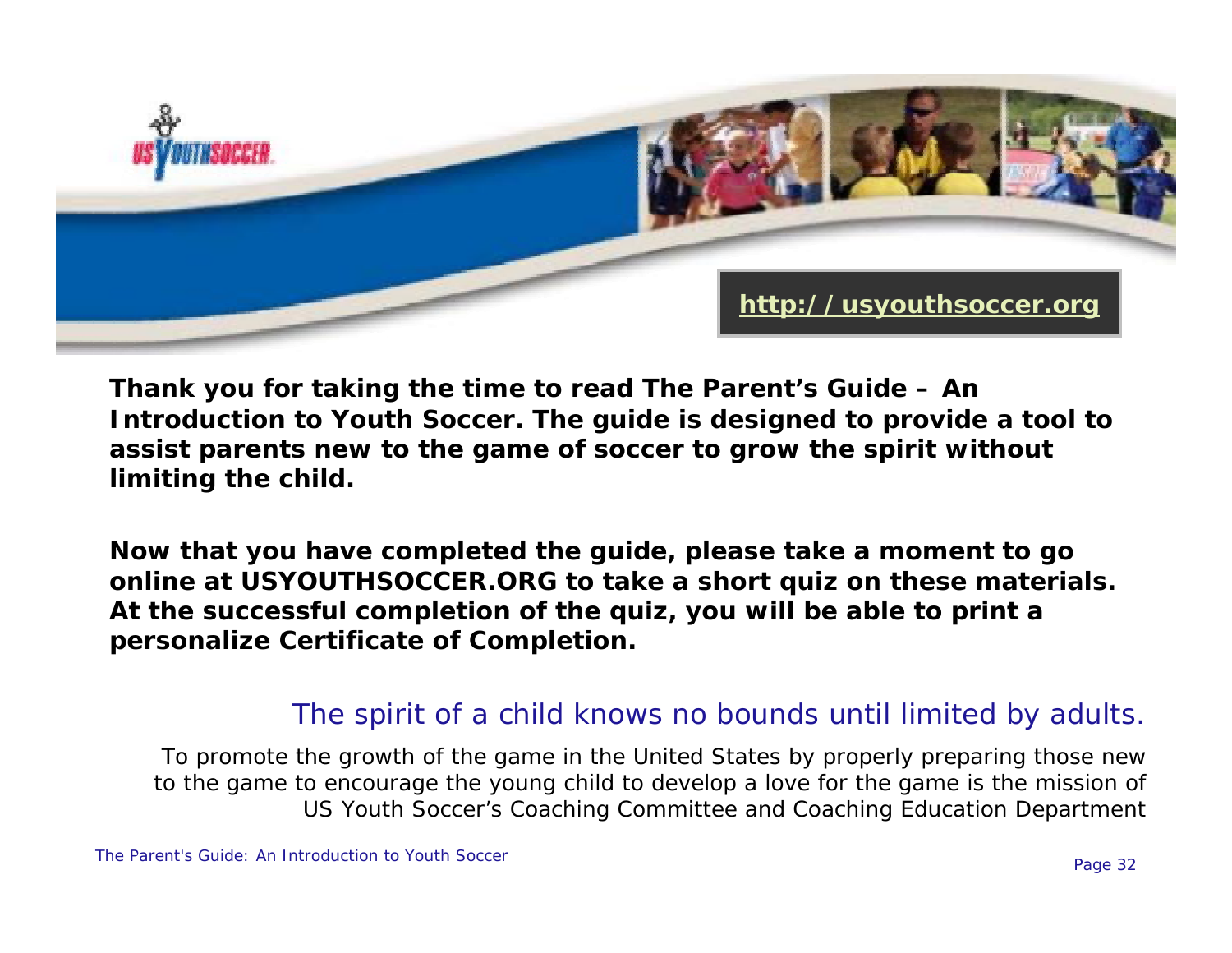**http://usyouthsoccer.org**

**Thank you for taking the time to read The Parent's Guide – An Introduction to Youth Soccer. The guide is designed to provide a tool to assist parents new to the game of soccer to grow the spirit without limiting the child.**

**Now that you have completed the guide, please take a moment to go online at USYOUTHSOCCER.ORG to take a short quiz on these materials. At the successful completion of the quiz, you will be able to print a personalize Certificate of Completion.**

The spirit of a child knows no bounds until limited by adults.

To promote the growth of the game in the United States by properly preparing those new to the game to encourage the young child to develop a love for the game is the mission of US Youth Soccer's Coaching Committee and Coaching Education Department